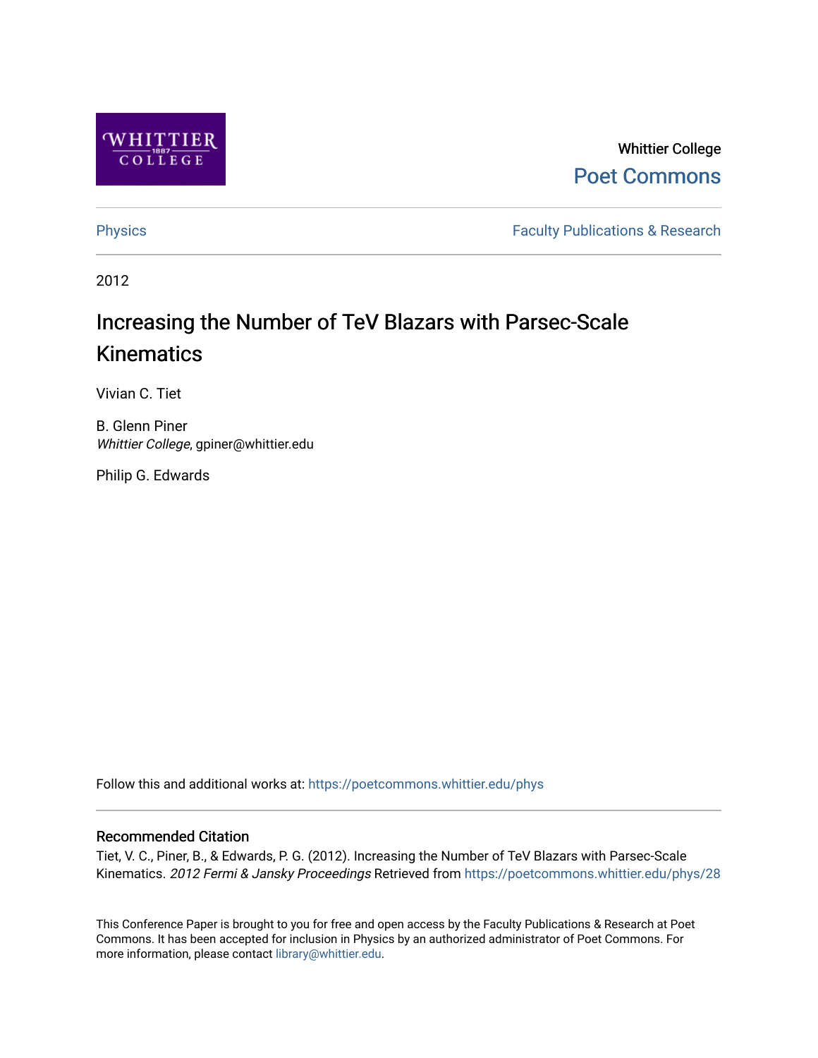Whittier College

Poet Commons

Physics

Faculty Publications & Research

2012

# Increasing the Number of TeV Blazars with Parsec-Scale Kinematics

Vivian C. Tiet

B. Glenn Piner
*Whittier College*, gpiner@whittier.edu

Philip G. Edwards

Follow this and additional works at: https://poetcommons.whittier.edu/phys

### Recommended Citation

Tiet, V. C., Piner, B., & Edwards, P. G. (2012). Increasing the Number of TeV Blazars with Parsec-Scale Kinematics. *2012 Fermi & Jansky Proceedings* Retrieved from https://poetcommons.whittier.edu/phys/28

This Conference Paper is brought to you for free and open access by the Faculty Publications & Research at Poet Commons. It has been accepted for inclusion in Physics by an authorized administrator of Poet Commons. For more information, please contact library@whittier.edu.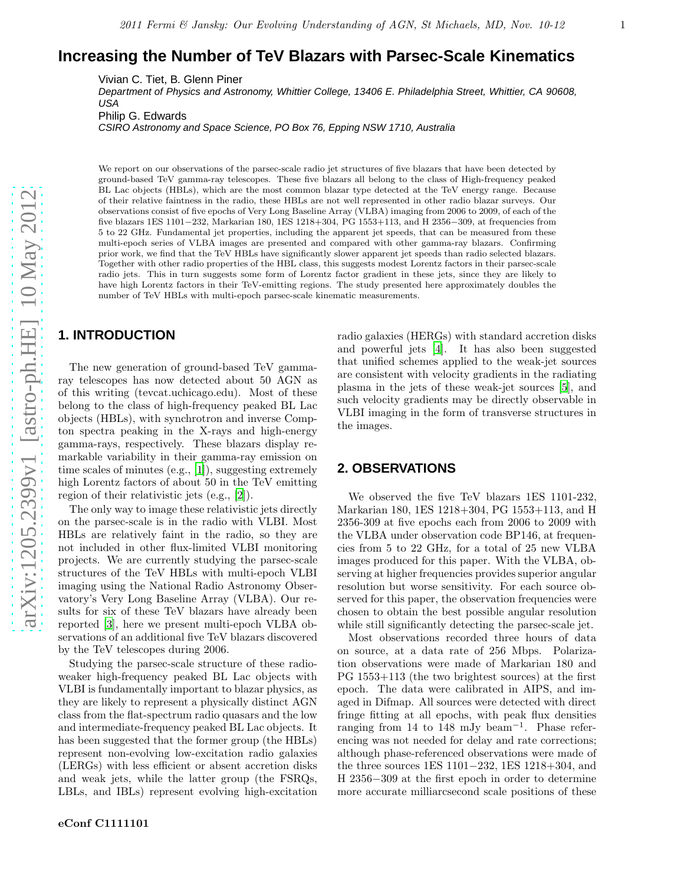# Increasing the Number of TeV Blazars with Parsec-Scale Kinematics

Vivian C. Tiet, B. Glenn Piner
*Department of Physics and Astronomy, Whittier College, 13406 E. Philadelphia Street, Whittier, CA 90608, USA*
Philip G. Edwards
*CSIRO Astronomy and Space Science, PO Box 76, Epping NSW 1710, Australia*

We report on our observations of the parsec-scale radio jet structures of five blazars that have been detected by ground-based TeV gamma-ray telescopes. These five blazars all belong to the class of High-frequency peaked BL Lac objects (HBLs), which are the most common blazar type detected at the TeV energy range. Because of their relative faintness in the radio, these HBLs are not well represented in other radio blazar surveys. Our observations consist of five epochs of Very Long Baseline Array (VLBA) imaging from 2006 to 2009, of each of the five blazars 1ES 1101−232, Markarian 180, 1ES 1218+304, PG 1553+113, and H 2356−309, at frequencies from 5 to 22 GHz. Fundamental jet properties, including the apparent jet speeds, that can be measured from these multi-epoch series of VLBA images are presented and compared with other gamma-ray blazars. Confirming prior work, we find that the TeV HBLs have significantly slower apparent jet speeds than radio selected blazars. Together with other radio properties of the HBL class, this suggests modest Lorentz factors in their parsec-scale radio jets. This in turn suggests some form of Lorentz factor gradient in these jets, since they are likely to have high Lorentz factors in their TeV-emitting regions. The study presented here approximately doubles the number of TeV HBLs with multi-epoch parsec-scale kinematic measurements.

## 1. INTRODUCTION

The new generation of ground-based TeV gamma-ray telescopes has now detected about 50 AGN as of this writing (tevcat.uchicago.edu). Most of these belong to the class of high-frequency peaked BL Lac objects (HBLs), with synchrotron and inverse Compton spectra peaking in the X-rays and high-energy gamma-rays, respectively. These blazars display remarkable variability in their gamma-ray emission on time scales of minutes (e.g., [1]), suggesting extremely high Lorentz factors of about 50 in the TeV emitting region of their relativistic jets (e.g., [2]).

The only way to image these relativistic jets directly on the parsec-scale is in the radio with VLBI. Most HBLs are relatively faint in the radio, so they are not included in other flux-limited VLBI monitoring projects. We are currently studying the parsec-scale structures of the TeV HBLs with multi-epoch VLBI imaging using the National Radio Astronomy Observatory's Very Long Baseline Array (VLBA). Our results for six of these TeV blazars have already been reported [3], here we present multi-epoch VLBA observations of an additional five TeV blazars discovered by the TeV telescopes during 2006.

Studying the parsec-scale structure of these radio-weaker high-frequency peaked BL Lac objects with VLBI is fundamentally important to blazar physics, as they are likely to represent a physically distinct AGN class from the flat-spectrum radio quasars and the low and intermediate-frequency peaked BL Lac objects. It has been suggested that the former group (the HBLs) represent non-evolving low-excitation radio galaxies (LERGs) with less efficient or absent accretion disks and weak jets, while the latter group (the FSRQs, LBLs, and IBLs) represent evolving high-excitation radio galaxies (HERGs) with standard accretion disks and powerful jets [4]. It has also been suggested that unified schemes applied to the weak-jet sources are consistent with velocity gradients in the radiating plasma in the jets of these weak-jet sources [5], and such velocity gradients may be directly observable in VLBI imaging in the form of transverse structures in the images.

## 2. OBSERVATIONS

We observed the five TeV blazars 1ES 1101-232, Markarian 180, 1ES 1218+304, PG 1553+113, and H 2356-309 at five epochs each from 2006 to 2009 with the VLBA under observation code BP146, at frequencies from 5 to 22 GHz, for a total of 25 new VLBA images produced for this paper. With the VLBA, observing at higher frequencies provides superior angular resolution but worse sensitivity. For each source observed for this paper, the observation frequencies were chosen to obtain the best possible angular resolution while still significantly detecting the parsec-scale jet.

Most observations recorded three hours of data on source, at a data rate of 256 Mbps. Polarization observations were made of Markarian 180 and PG 1553+113 (the two brightest sources) at the first epoch. The data were calibrated in AIPS, and imaged in Difmap. All sources were detected with direct fringe fitting at all epochs, with peak flux densities ranging from 14 to 148 mJy beam$^{-1}$. Phase referencing was not needed for delay and rate corrections; although phase-referenced observations were made of the three sources 1ES 1101−232, 1ES 1218+304, and H 2356−309 at the first epoch in order to determine more accurate milliarcsecond scale positions of these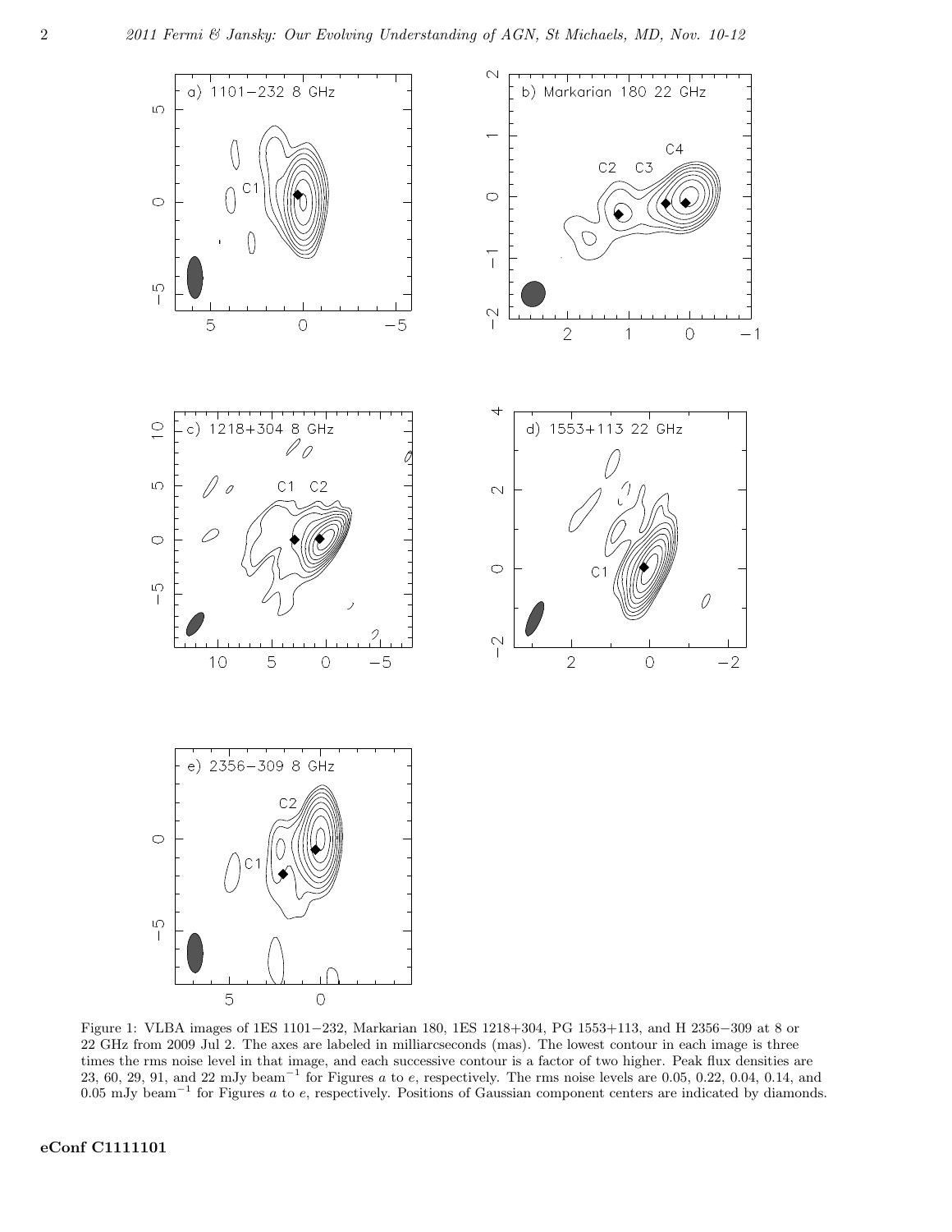Figure 1: VLBA images of 1ES 1101−232, Markarian 180, 1ES 1218+304, PG 1553+113, and H 2356−309 at 8 or 22 GHz from 2009 Jul 2. The axes are labeled in milliarcseconds (mas). The lowest contour in each image is three times the rms noise level in that image, and each successive contour is a factor of two higher. Peak flux densities are 23, 60, 29, 91, and 22 mJy beam$^{-1}$ for Figures *a* to *e*, respectively. The rms noise levels are 0.05, 0.22, 0.04, 0.14, and 0.05 mJy beam$^{-1}$ for Figures *a* to *e*, respectively. Positions of Gaussian component centers are indicated by diamonds.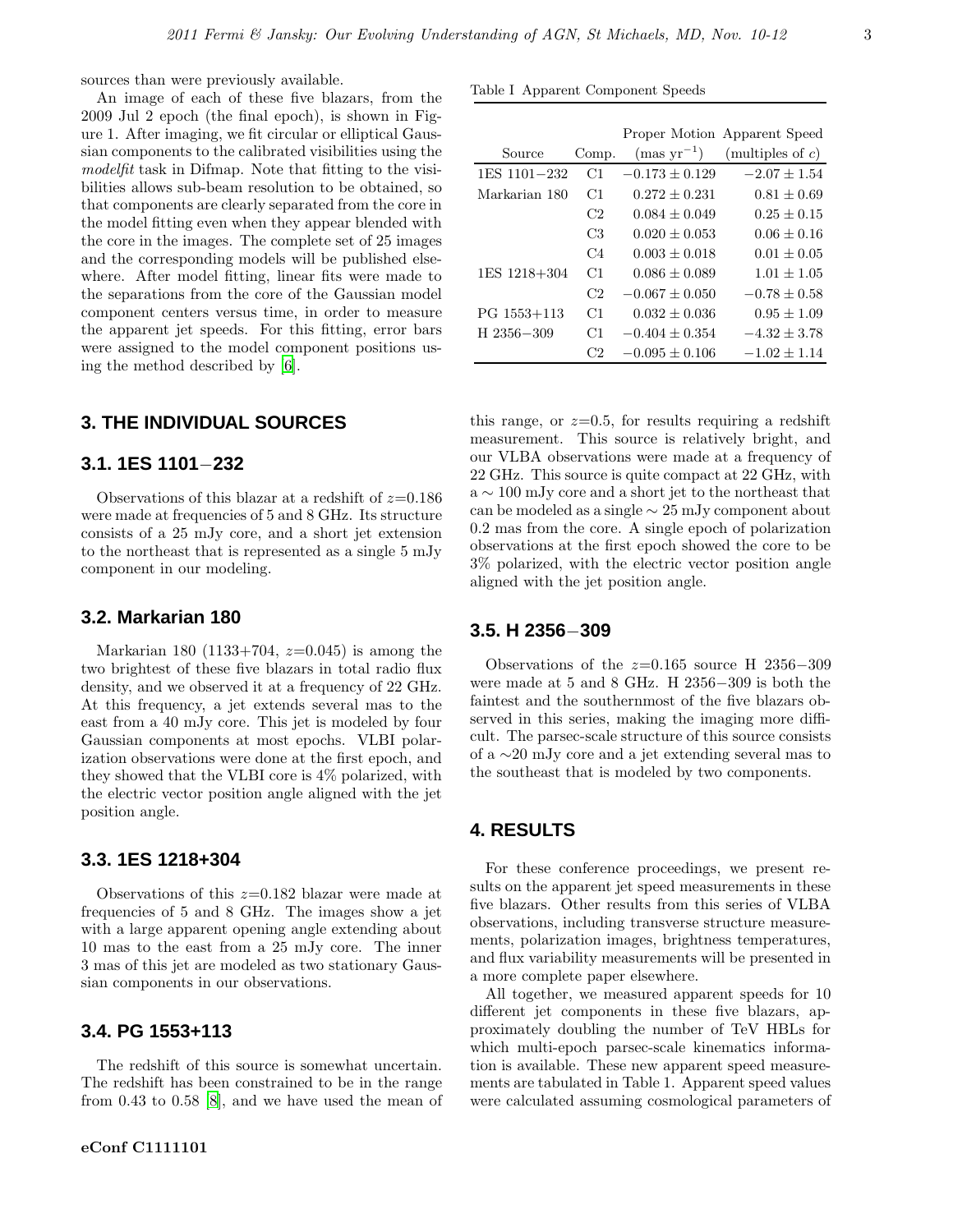sources than were previously available.

An image of each of these five blazars, from the 2009 Jul 2 epoch (the final epoch), is shown in Figure 1. After imaging, we fit circular or elliptical Gaussian components to the calibrated visibilities using the *modelfit* task in Difmap. Note that fitting to the visibilities allows sub-beam resolution to be obtained, so that components are clearly separated from the core in the model fitting even when they appear blended with the core in the images. The complete set of 25 images and the corresponding models will be published elsewhere. After model fitting, linear fits were made to the separations from the core of the Gaussian model component centers versus time, in order to measure the apparent jet speeds. For this fitting, error bars were assigned to the model component positions using the method described by [6].

## 3. THE INDIVIDUAL SOURCES

### 3.1. 1ES 1101−232

Observations of this blazar at a redshift of $z$=0.186 were made at frequencies of 5 and 8 GHz. Its structure consists of a 25 mJy core, and a short jet extension to the northeast that is represented as a single 5 mJy component in our modeling.

### 3.2. Markarian 180

Markarian 180 (1133+704, $z$=0.045) is among the two brightest of these five blazars in total radio flux density, and we observed it at a frequency of 22 GHz. At this frequency, a jet extends several mas to the east from a 40 mJy core. This jet is modeled by four Gaussian components at most epochs. VLBI polarization observations were done at the first epoch, and they showed that the VLBI core is 4% polarized, with the electric vector position angle aligned with the jet position angle.

### 3.3. 1ES 1218+304

Observations of this $z$=0.182 blazar were made at frequencies of 5 and 8 GHz. The images show a jet with a large apparent opening angle extending about 10 mas to the east from a 25 mJy core. The inner 3 mas of this jet are modeled as two stationary Gaussian components in our observations.

### 3.4. PG 1553+113

The redshift of this source is somewhat uncertain. The redshift has been constrained to be in the range from 0.43 to 0.58 [8], and we have used the mean of this range, or $z$=0.5, for results requiring a redshift measurement. This source is relatively bright, and our VLBA observations were made at a frequency of 22 GHz. This source is quite compact at 22 GHz, with a $\sim$ 100 mJy core and a short jet to the northeast that can be modeled as a single $\sim$ 25 mJy component about 0.2 mas from the core. A single epoch of polarization observations at the first epoch showed the core to be 3% polarized, with the electric vector position angle aligned with the jet position angle.

Table I Apparent Component Speeds

| Source | Comp. | Proper Motion (mas yr$^{-1}$) | Apparent Speed (multiples of $c$) |
|---|---|---|---|
| 1ES 1101−232 | C1 | $-0.173 \pm 0.129$ | $-2.07 \pm 1.54$ |
| Markarian 180 | C1 | $0.272 \pm 0.231$ | $0.81 \pm 0.69$ |
| | C2 | $0.084 \pm 0.049$ | $0.25 \pm 0.15$ |
| | C3 | $0.020 \pm 0.053$ | $0.06 \pm 0.16$ |
| | C4 | $0.003 \pm 0.018$ | $0.01 \pm 0.05$ |
| 1ES 1218+304 | C1 | $0.086 \pm 0.089$ | $1.01 \pm 1.05$ |
| | C2 | $-0.067 \pm 0.050$ | $-0.78 \pm 0.58$ |
| PG 1553+113 | C1 | $0.032 \pm 0.036$ | $0.95 \pm 1.09$ |
| H 2356−309 | C1 | $-0.404 \pm 0.354$ | $-4.32 \pm 3.78$ |
| | C2 | $-0.095 \pm 0.106$ | $-1.02 \pm 1.14$ |

### 3.5. H 2356−309

Observations of the $z$=0.165 source H 2356−309 were made at 5 and 8 GHz. H 2356−309 is both the faintest and the southernmost of the five blazars observed in this series, making the imaging more difficult. The parsec-scale structure of this source consists of a $\sim$20 mJy core and a jet extending several mas to the southeast that is modeled by two components.

## 4. RESULTS

For these conference proceedings, we present results on the apparent jet speed measurements in these five blazars. Other results from this series of VLBA observations, including transverse structure measurements, polarization images, brightness temperatures, and flux variability measurements will be presented in a more complete paper elsewhere.

All together, we measured apparent speeds for 10 different jet components in these five blazars, approximately doubling the number of TeV HBLs for which multi-epoch parsec-scale kinematics information is available. These new apparent speed measurements are tabulated in Table 1. Apparent speed values were calculated assuming cosmological parameters of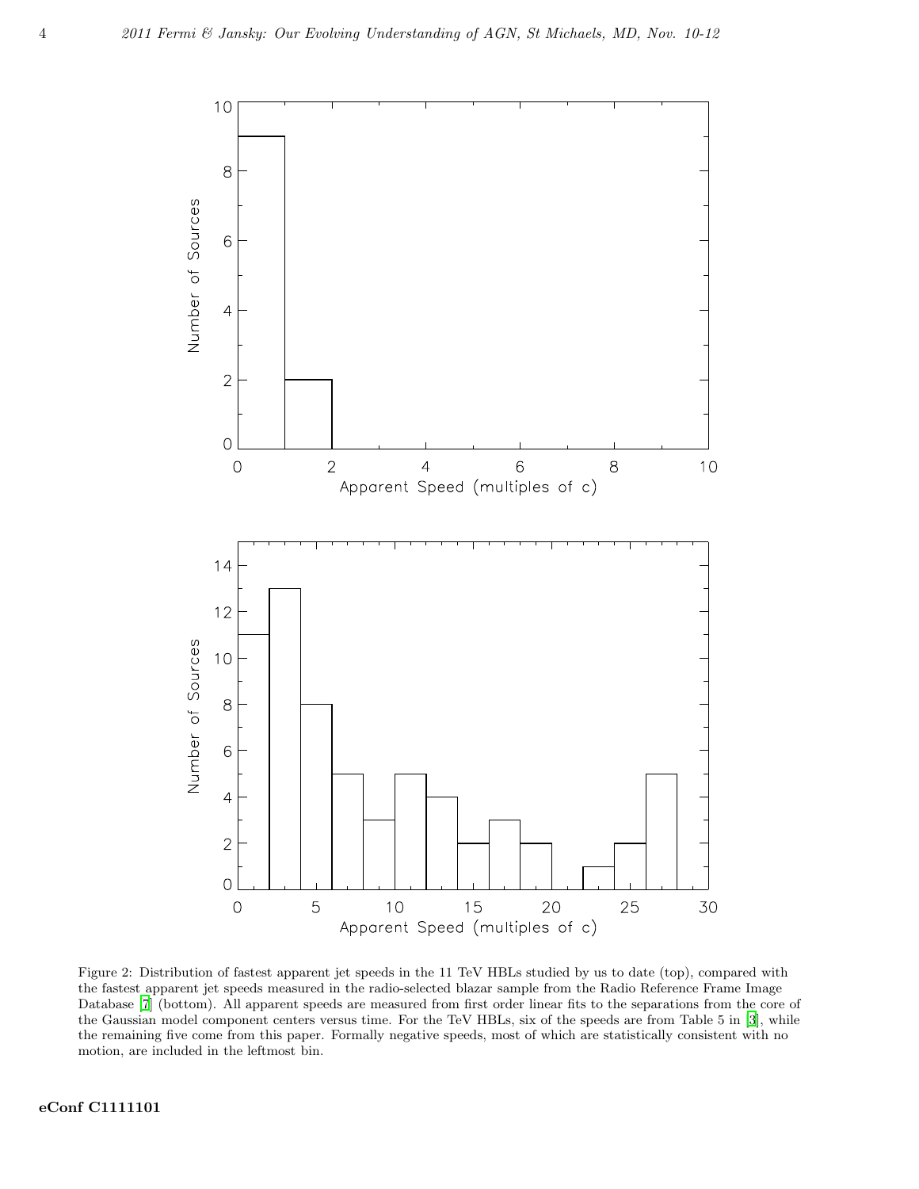Figure 2: Distribution of fastest apparent jet speeds in the 11 TeV HBLs studied by us to date (top), compared with the fastest apparent jet speeds measured in the radio-selected blazar sample from the Radio Reference Frame Image Database [7] (bottom). All apparent speeds are measured from first order linear fits to the separations from the core of the Gaussian model component centers versus time. For the TeV HBLs, six of the speeds are from Table 5 in [3], while the remaining five come from this paper. Formally negative speeds, most of which are statistically consistent with no motion, are included in the leftmost bin.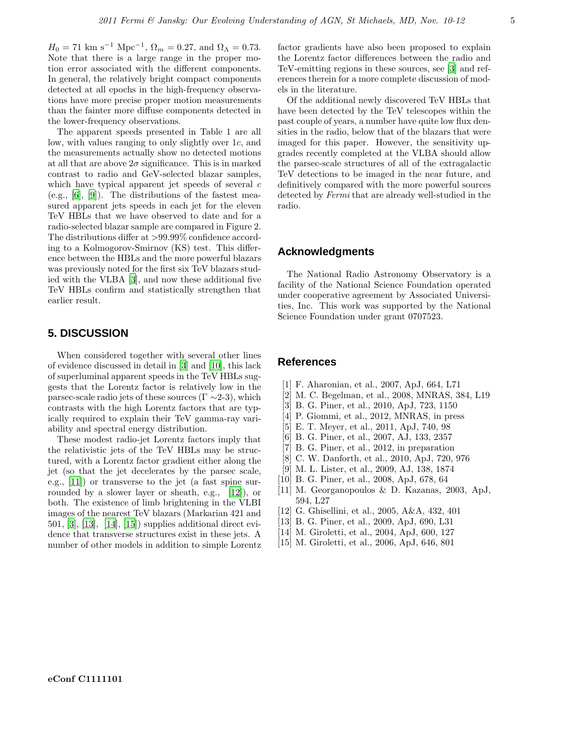$H_0 = 71$ km s$^{-1}$ Mpc$^{-1}$, $\Omega_m = 0.27$, and $\Omega_\Lambda = 0.73$. Note that there is a large range in the proper motion error associated with the different components. In general, the relatively bright compact components detected at all epochs in the high-frequency observations have more precise proper motion measurements than the fainter more diffuse components detected in the lower-frequency observations.

The apparent speeds presented in Table 1 are all low, with values ranging to only slightly over 1$c$, and the measurements actually show no detected motions at all that are above $2\sigma$ significance. This is in marked contrast to radio and GeV-selected blazar samples, which have typical apparent jet speeds of several $c$ (e.g., [6], [9]). The distributions of the fastest measured apparent jets speeds in each jet for the eleven TeV HBLs that we have observed to date and for a radio-selected blazar sample are compared in Figure 2. The distributions differ at >99.99% confidence according to a Kolmogorov-Smirnov (KS) test. This difference between the HBLs and the more powerful blazars was previously noted for the first six TeV blazars studied with the VLBA [3], and now these additional five TeV HBLs confirm and statistically strengthen that earlier result.

## 5. DISCUSSION

When considered together with several other lines of evidence discussed in detail in [3] and [10], this lack of superluminal apparent speeds in the TeV HBLs suggests that the Lorentz factor is relatively low in the parsec-scale radio jets of these sources ($\Gamma \sim$2-3), which contrasts with the high Lorentz factors that are typically required to explain their TeV gamma-ray variability and spectral energy distribution.

These modest radio-jet Lorentz factors imply that the relativistic jets of the TeV HBLs may be structured, with a Lorentz factor gradient either along the jet (so that the jet decelerates by the parsec scale, e.g., [11]) or transverse to the jet (a fast spine surrounded by a slower layer or sheath, e.g., [12]), or both. The existence of limb brightening in the VLBI images of the nearest TeV blazars (Markarian 421 and 501, [3], [13], [14], [15]) supplies additional direct evidence that transverse structures exist in these jets. A number of other models in addition to simple Lorentz factor gradients have also been proposed to explain the Lorentz factor differences between the radio and TeV-emitting regions in these sources, see [3] and references therein for a more complete discussion of models in the literature.

Of the additional newly discovered TeV HBLs that have been detected by the TeV telescopes within the past couple of years, a number have quite low flux densities in the radio, below that of the blazars that were imaged for this paper. However, the sensitivity upgrades recently completed at the VLBA should allow the parsec-scale structures of all of the extragalactic TeV detections to be imaged in the near future, and definitively compared with the more powerful sources detected by *Fermi* that are already well-studied in the radio.

## Acknowledgments

The National Radio Astronomy Observatory is a facility of the National Science Foundation operated under cooperative agreement by Associated Universities, Inc. This work was supported by the National Science Foundation under grant 0707523.

## References

[1] F. Aharonian, et al., 2007, ApJ, 664, L71
[2] M. C. Begelman, et al., 2008, MNRAS, 384, L19
[3] B. G. Piner, et al., 2010, ApJ, 723, 1150
[4] P. Giommi, et al., 2012, MNRAS, in press
[5] E. T. Meyer, et al., 2011, ApJ, 740, 98
[6] B. G. Piner, et al., 2007, AJ, 133, 2357
[7] B. G. Piner, et al., 2012, in preparation
[8] C. W. Danforth, et al., 2010, ApJ, 720, 976
[9] M. L. Lister, et al., 2009, AJ, 138, 1874
[10] B. G. Piner, et al., 2008, ApJ, 678, 64
[11] M. Georganopoulos & D. Kazanas, 2003, ApJ, 594, L27
[12] G. Ghisellini, et al., 2005, A&A, 432, 401
[13] B. G. Piner, et al., 2009, ApJ, 690, L31
[14] M. Giroletti, et al., 2004, ApJ, 600, 127
[15] M. Giroletti, et al., 2006, ApJ, 646, 801